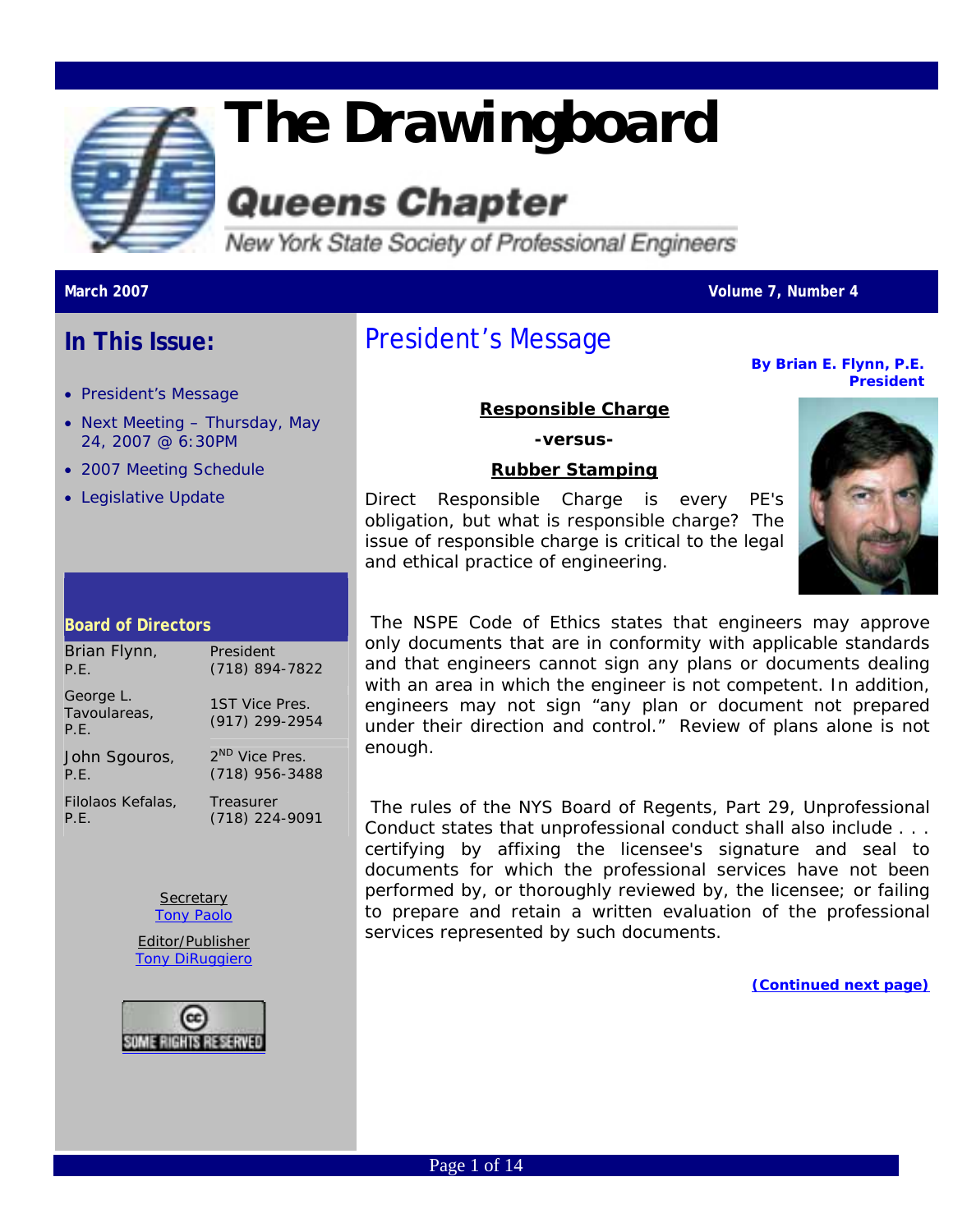# The Drawingboard

## Queens Chapter

New York State Society of Professional Engineers

**March 2007** **Volume 7, Number 4**

## In This Issue:

- President's Message
- Next Meeting – Thursday, May 24, 2007 @ 6:30PM
- 2007 Meeting Schedule
- Legislative Update

**Board of Directors**

| | |
|---|---|
| Brian Flynn, P.E. | President (718) 894-7822 |
| George L. Tavoulareas, P.E. | 1ST Vice Pres. (917) 299-2954 |
| John Sgouros, P.E. | 2ND Vice Pres. (718) 956-3488 |
| Filolaos Kefalas, P.E. | Treasurer (718) 224-9091 |

Secretary
Tony Paolo

Editor/Publisher
Tony DiRuggiero

SOME RIGHTS RESERVED

## President's Message

**By Brian E. Flynn, P.E.**
**President**

**Responsible Charge**

**-versus-**

**Rubber Stamping**

Direct Responsible Charge is every PE's obligation, but what is responsible charge? The issue of responsible charge is critical to the legal and ethical practice of engineering.

The NSPE Code of Ethics states that engineers may approve only documents that are in conformity with applicable standards and that engineers cannot sign any plans or documents dealing with an area in which the engineer is not competent. In addition, engineers may not sign "any plan or document not prepared under their direction and control." Review of plans alone is not enough.

The rules of the NYS Board of Regents, Part 29, Unprofessional Conduct states that unprofessional conduct shall also include . . . certifying by affixing the licensee's signature and seal to documents for which the professional services have not been performed by, or thoroughly reviewed by, the licensee; or failing to prepare and retain a written evaluation of the professional services represented by such documents.

**(Continued next page)**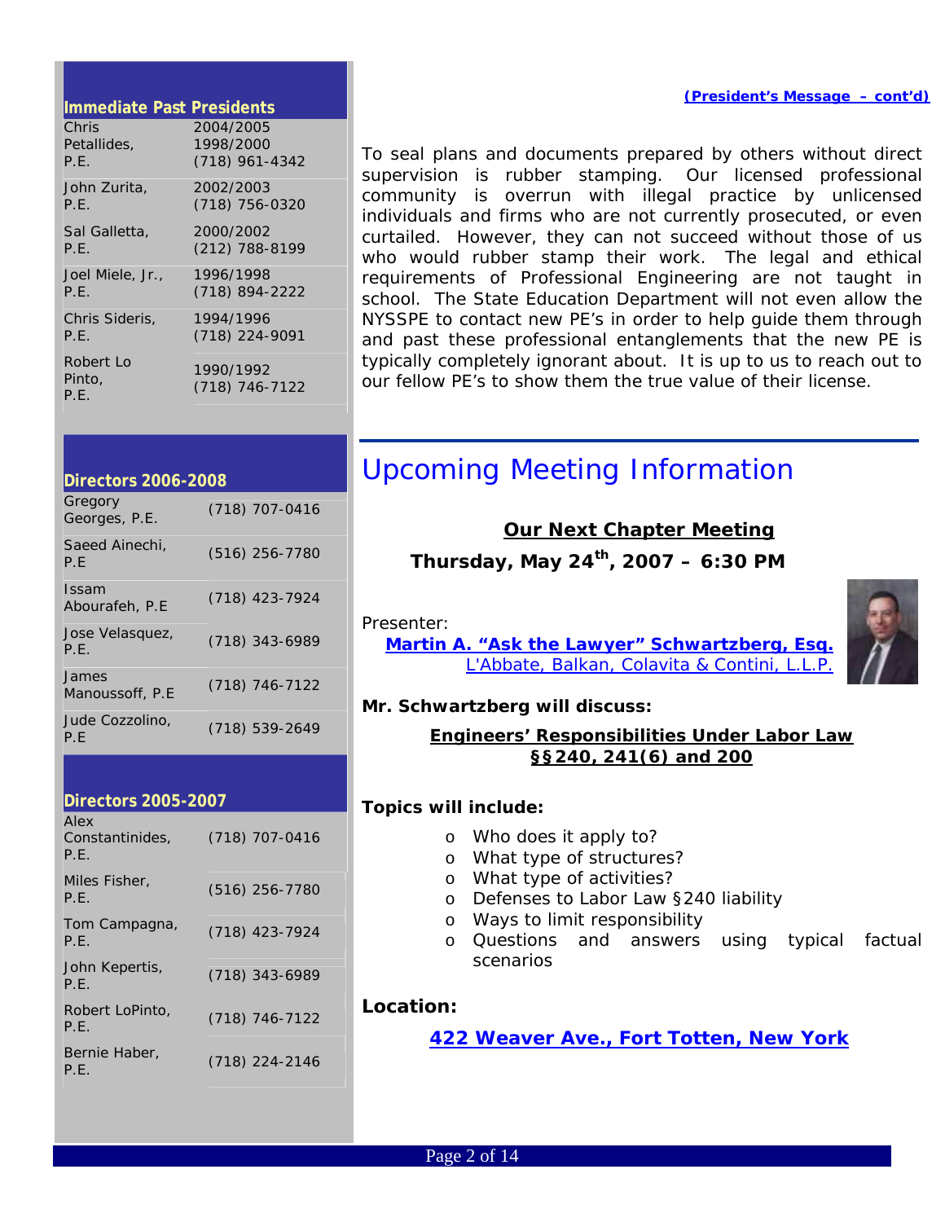## Immediate Past Presidents

| | |
|---|---|
| Chris Petallides, P.E. | 2004/2005<br>1998/2000<br>(718) 961-4342 |
| John Zurita, P.E. | 2002/2003<br>(718) 756-0320 |
| Sal Galletta, P.E. | 2000/2002<br>(212) 788-8199 |
| Joel Miele, Jr., P.E. | 1996/1998<br>(718) 894-2222 |
| Chris Sideris, P.E. | 1994/1996<br>(718) 224-9091 |
| Robert Lo Pinto, P.E. | 1990/1992<br>(718) 746-7122 |

## Directors 2006-2008

| | |
|---|---|
| Gregory Georges, P.E. | (718) 707-0416 |
| Saeed Ainechi, P.E | (516) 256-7780 |
| Issam Abourafeh, P.E | (718) 423-7924 |
| Jose Velasquez, P.E. | (718) 343-6989 |
| James Manoussoff, P.E | (718) 746-7122 |
| Jude Cozzolino, P.E | (718) 539-2649 |

## Directors 2005-2007

| | |
|---|---|
| Alex Constantinides, P.E. | (718) 707-0416 |
| Miles Fisher, P.E. | (516) 256-7780 |
| Tom Campagna, P.E. | (718) 423-7924 |
| John Kepertis, P.E. | (718) 343-6989 |
| Robert LoPinto, P.E. | (718) 746-7122 |
| Bernie Haber, P.E. | (718) 224-2146 |

**(President's Message – cont'd)**

To seal plans and documents prepared by others without direct supervision is rubber stamping. Our licensed professional community is overrun with illegal practice by unlicensed individuals and firms who are not currently prosecuted, or even curtailed. However, they can not succeed without those of us who would rubber stamp their work. The legal and ethical requirements of Professional Engineering are not taught in school. The State Education Department will not even allow the NYSSPE to contact new PE's in order to help guide them through and past these professional entanglements that the new PE is typically completely ignorant about. It is up to us to reach out to our fellow PE's to show them the true value of their license.

# Upcoming Meeting Information

**Our Next Chapter Meeting**

**Thursday, May 24th, 2007 – 6:30 PM**

Presenter:
**Martin A. "Ask the Lawyer" Schwartzberg, Esq.**
L'Abbate, Balkan, Colavita & Contini, L.L.P.

**Mr. Schwartzberg will discuss:**

**Engineers' Responsibilities Under Labor Law §§240, 241(6) and 200**

**Topics will include:**

- Who does it apply to?
- What type of structures?
- What type of activities?
- Defenses to Labor Law §240 liability
- Ways to limit responsibility
- Questions and answers using typical factual scenarios

**Location:**

**422 Weaver Ave., Fort Totten, New York**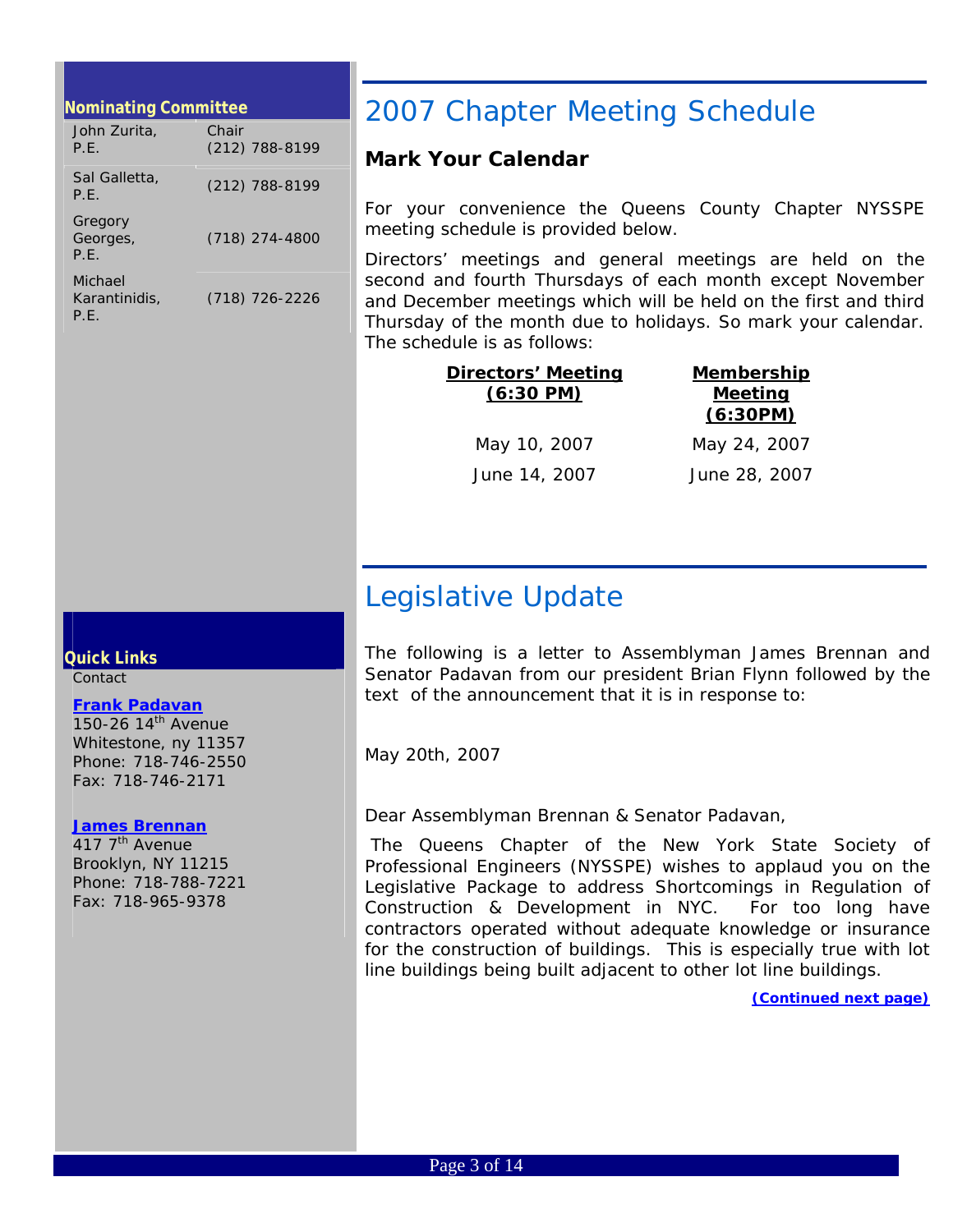## Nominating Committee

| | |
|---|---|
| John Zurita, P.E. | Chair (212) 788-8199 |
| Sal Galletta, P.E. | (212) 788-8199 |
| Gregory Georges, P.E. | (718) 274-4800 |
| Michael Karantinidis, P.E. | (718) 726-2226 |

## Quick Links

Contact

**Frank Padavan**
150-26 14th Avenue
Whitestone, ny 11357
Phone: 718-746-2550
Fax: 718-746-2171

**James Brennan**
417 7th Avenue
Brooklyn, NY 11215
Phone: 718-788-7221
Fax: 718-965-9378

# 2007 Chapter Meeting Schedule

### Mark Your Calendar

For your convenience the Queens County Chapter NYSSPE meeting schedule is provided below.

Directors' meetings and general meetings are held on the second and fourth Thursdays of each month except November and December meetings which will be held on the first and third Thursday of the month due to holidays. So mark your calendar. The schedule is as follows:

| Directors' Meeting (6:30 PM) | Membership Meeting (6:30PM) |
|---|---|
| May 10, 2007 | May 24, 2007 |
| June 14, 2007 | June 28, 2007 |

# Legislative Update

The following is a letter to Assemblyman James Brennan and Senator Padavan from our president Brian Flynn followed by the text of the announcement that it is in response to:

May 20th, 2007

Dear Assemblyman Brennan & Senator Padavan,

The Queens Chapter of the New York State Society of Professional Engineers (NYSSPE) wishes to applaud you on the Legislative Package to address Shortcomings in Regulation of Construction & Development in NYC. For too long have contractors operated without adequate knowledge or insurance for the construction of buildings. This is especially true with lot line buildings being built adjacent to other lot line buildings.

**(Continued next page)**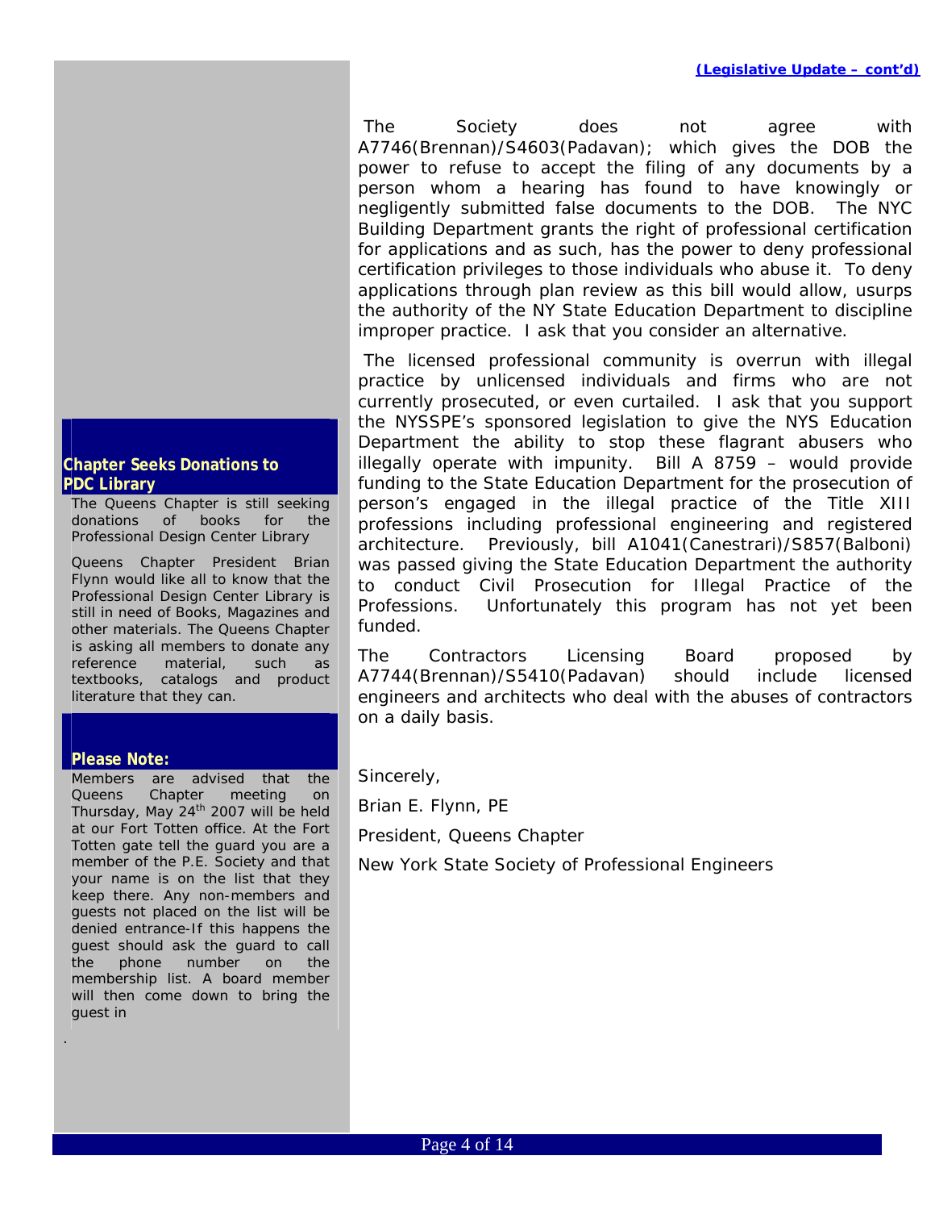**(Legislative Update – cont'd)**

The Society does not agree with A7746(Brennan)/S4603(Padavan); which gives the DOB the power to refuse to accept the filing of any documents by a person whom a hearing has found to have knowingly or negligently submitted false documents to the DOB. The NYC Building Department grants the right of professional certification for applications and as such, has the power to deny professional certification privileges to those individuals who abuse it. To deny applications through plan review as this bill would allow, usurps the authority of the NY State Education Department to discipline improper practice. I ask that you consider an alternative.

The licensed professional community is overrun with illegal practice by unlicensed individuals and firms who are not currently prosecuted, or even curtailed. I ask that you support the NYSSPE's sponsored legislation to give the NYS Education Department the ability to stop these flagrant abusers who illegally operate with impunity. Bill A 8759 – would provide funding to the State Education Department for the prosecution of person's engaged in the illegal practice of the Title XIII professions including professional engineering and registered architecture. Previously, bill A1041(Canestrari)/S857(Balboni) was passed giving the State Education Department the authority to conduct Civil Prosecution for Illegal Practice of the Professions. Unfortunately this program has not yet been funded.

The Contractors Licensing Board proposed by A7744(Brennan)/S5410(Padavan) should include licensed engineers and architects who deal with the abuses of contractors on a daily basis.

Sincerely,

Brian E. Flynn, PE

President, Queens Chapter

New York State Society of Professional Engineers

## Chapter Seeks Donations to PDC Library

The Queens Chapter is still seeking donations of books for the Professional Design Center Library

Queens Chapter President Brian Flynn would like all to know that the Professional Design Center Library is still in need of Books, Magazines and other materials. The Queens Chapter is asking all members to donate any reference material, such as textbooks, catalogs and product literature that they can.

## Please Note:

Members are advised that the Queens Chapter meeting on Thursday, May 24th 2007 will be held at our Fort Totten office. At the Fort Totten gate tell the guard you are a member of the P.E. Society and that your name is on the list that they keep there. Any non-members and guests not placed on the list will be denied entrance-If this happens the guest should ask the guard to call the phone number on the membership list. A board member will then come down to bring the guest in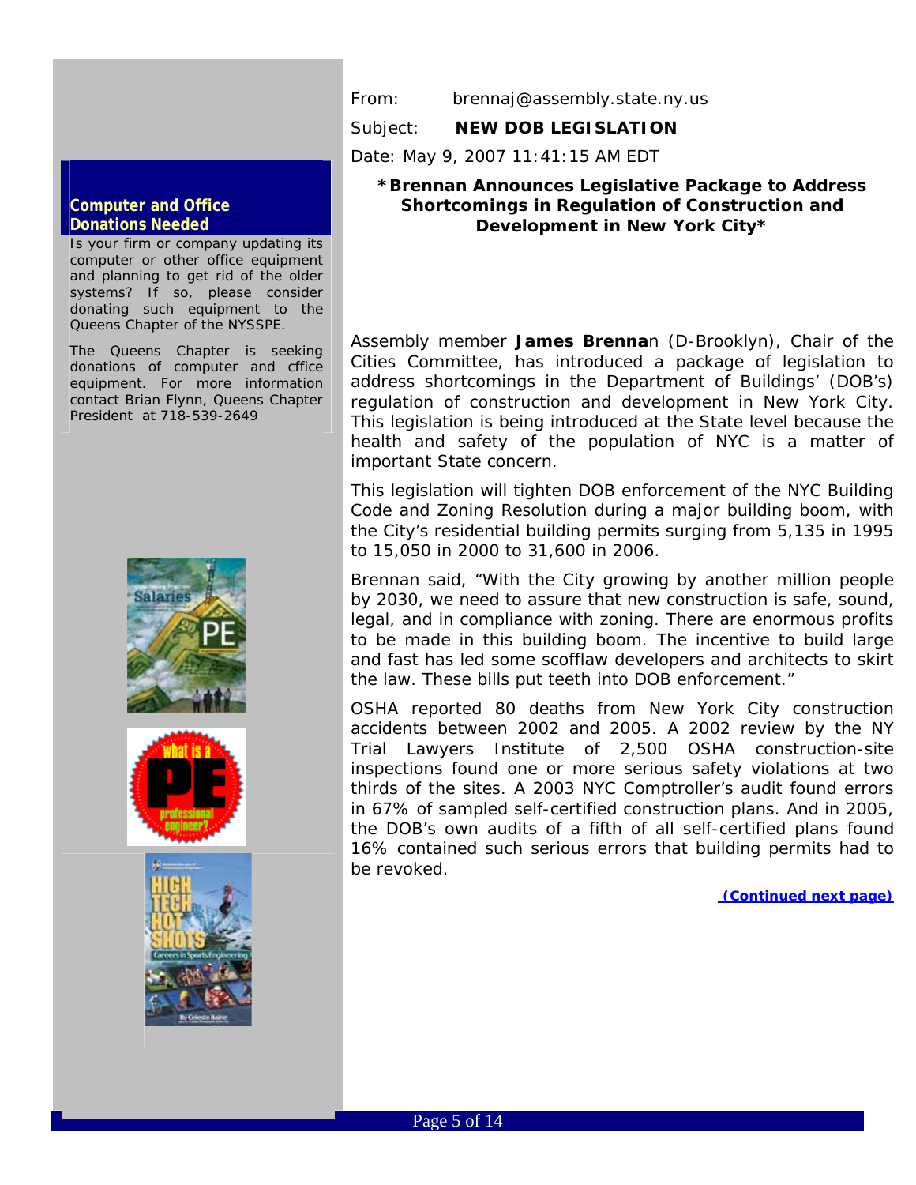## Computer and Office Donations Needed

Is your firm or company updating its computer or other office equipment and planning to get rid of the older systems? If so, please consider donating such equipment to the Queens Chapter of the NYSSPE.

The Queens Chapter is seeking donations of computer and cffice equipment. For more information contact Brian Flynn, Queens Chapter President at 718-539-2649

From: brennaj@assembly.state.ny.us

Subject: **NEW DOB LEGISLATION**

Date: May 9, 2007 11:41:15 AM EDT

**\*Brennan Announces Legislative Package to Address Shortcomings in Regulation of Construction and Development in New York City\***

Assembly member **James Brenna**n (D-Brooklyn), Chair of the Cities Committee, has introduced a package of legislation to address shortcomings in the Department of Buildings' (DOB's) regulation of construction and development in New York City. This legislation is being introduced at the State level because the health and safety of the population of NYC is a matter of important State concern.

This legislation will tighten DOB enforcement of the NYC Building Code and Zoning Resolution during a major building boom, with the City's residential building permits surging from 5,135 in 1995 to 15,050 in 2000 to 31,600 in 2006.

Brennan said, "With the City growing by another million people by 2030, we need to assure that new construction is safe, sound, legal, and in compliance with zoning. There are enormous profits to be made in this building boom. The incentive to build large and fast has led some scofflaw developers and architects to skirt the law. These bills put teeth into DOB enforcement."

OSHA reported 80 deaths from New York City construction accidents between 2002 and 2005. A 2002 review by the NY Trial Lawyers Institute of 2,500 OSHA construction-site inspections found one or more serious safety violations at two thirds of the sites. A 2003 NYC Comptroller's audit found errors in 67% of sampled self-certified construction plans. And in 2005, the DOB's own audits of a fifth of all self-certified plans found 16% contained such serious errors that building permits had to be revoked.

(Continued next page)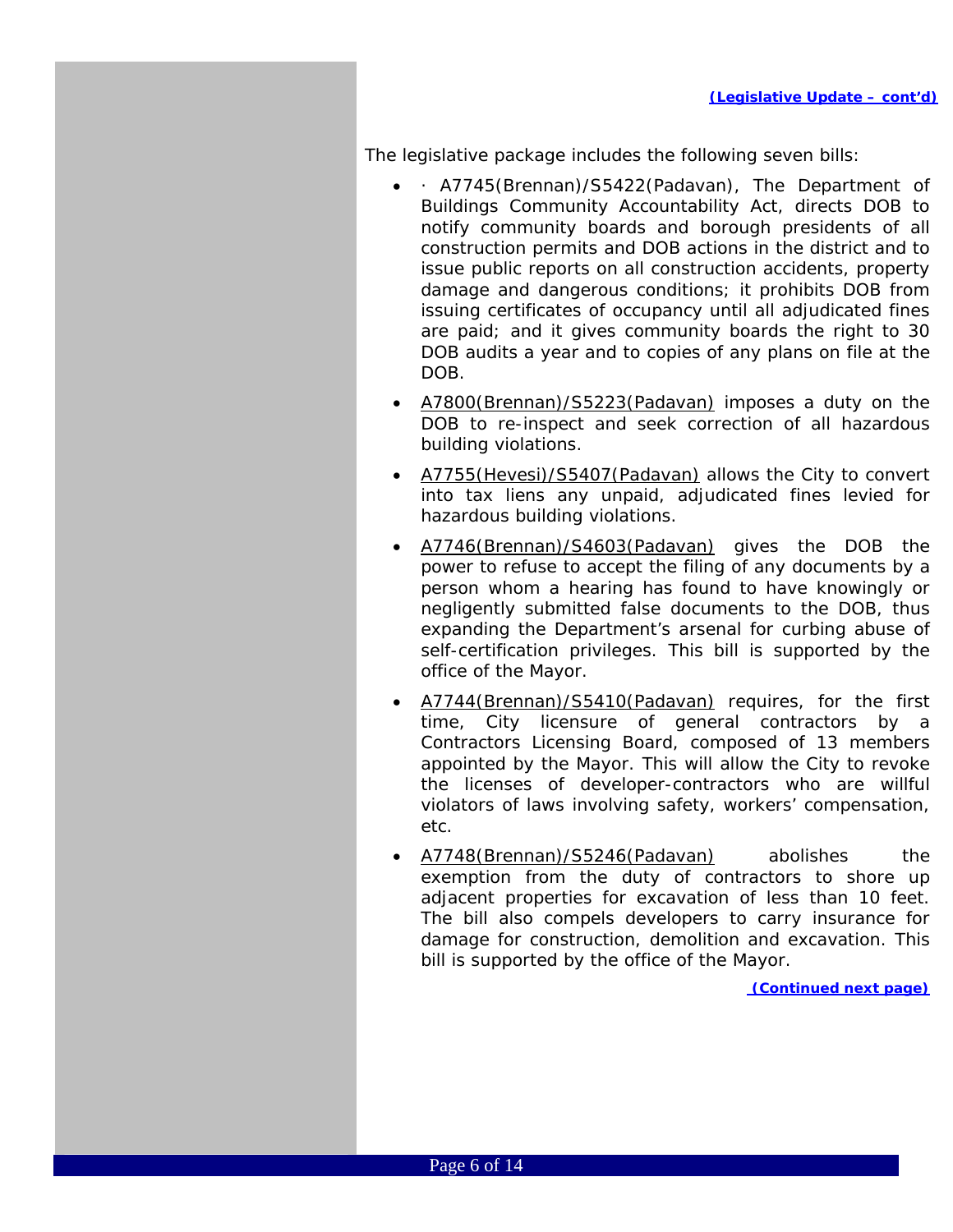**(Legislative Update – cont'd)**

The legislative package includes the following seven bills:

- · A7745(Brennan)/S5422(Padavan), The Department of Buildings Community Accountability Act, directs DOB to notify community boards and borough presidents of all construction permits and DOB actions in the district and to issue public reports on all construction accidents, property damage and dangerous conditions; it prohibits DOB from issuing certificates of occupancy until all adjudicated fines are paid; and it gives community boards the right to 30 DOB audits a year and to copies of any plans on file at the DOB.
- A7800(Brennan)/S5223(Padavan) imposes a duty on the DOB to re-inspect and seek correction of all hazardous building violations.
- A7755(Hevesi)/S5407(Padavan) allows the City to convert into tax liens any unpaid, adjudicated fines levied for hazardous building violations.
- A7746(Brennan)/S4603(Padavan) gives the DOB the power to refuse to accept the filing of any documents by a person whom a hearing has found to have knowingly or negligently submitted false documents to the DOB, thus expanding the Department's arsenal for curbing abuse of self-certification privileges. This bill is supported by the office of the Mayor.
- A7744(Brennan)/S5410(Padavan) requires, for the first time, City licensure of general contractors by a Contractors Licensing Board, composed of 13 members appointed by the Mayor. This will allow the City to revoke the licenses of developer-contractors who are willful violators of laws involving safety, workers' compensation, etc.
- A7748(Brennan)/S5246(Padavan) abolishes the exemption from the duty of contractors to shore up adjacent properties for excavation of less than 10 feet. The bill also compels developers to carry insurance for damage for construction, demolition and excavation. This bill is supported by the office of the Mayor.

**(Continued next page)**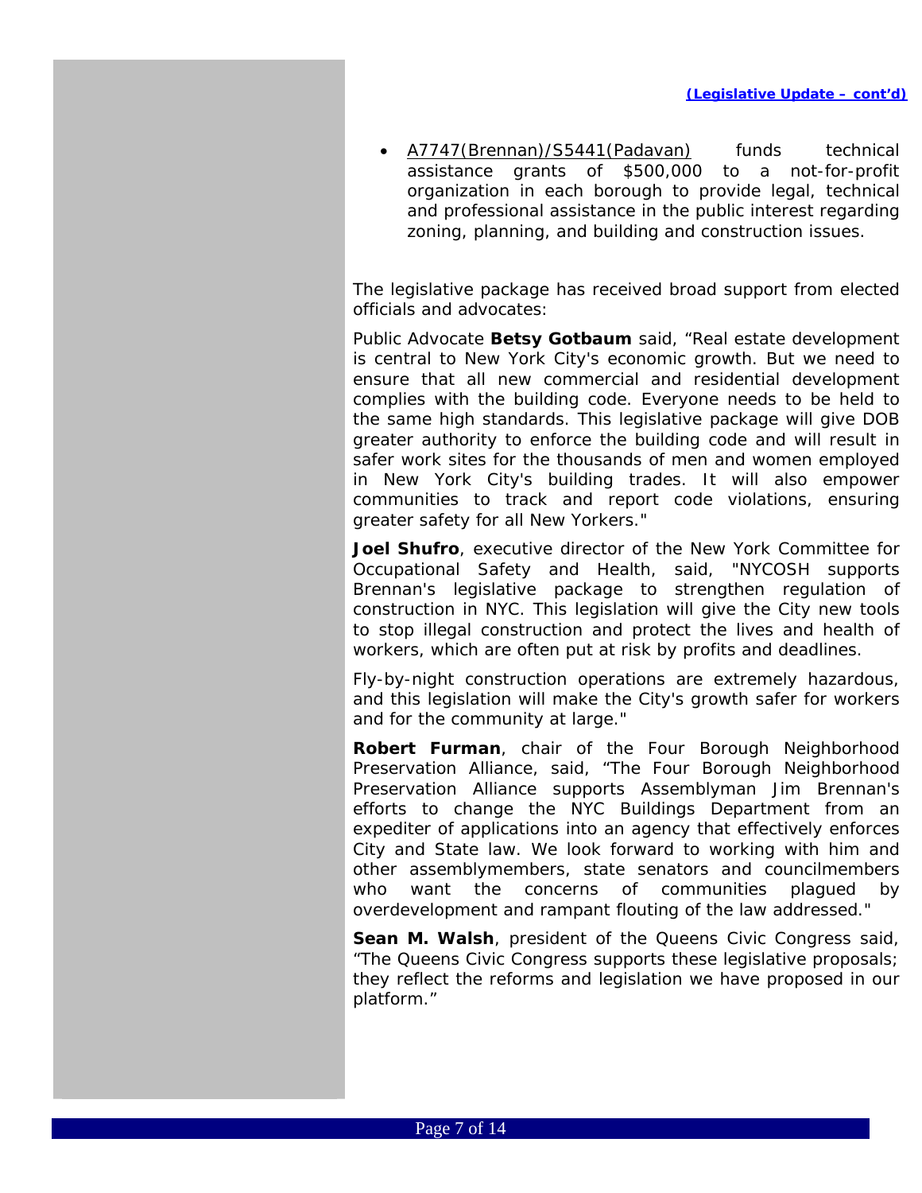**(Legislative Update – cont'd)**

- A7747(Brennan)/S5441(Padavan) funds technical assistance grants of $500,000 to a not-for-profit organization in each borough to provide legal, technical and professional assistance in the public interest regarding zoning, planning, and building and construction issues.

The legislative package has received broad support from elected officials and advocates:

Public Advocate **Betsy Gotbaum** said, "Real estate development is central to New York City's economic growth. But we need to ensure that all new commercial and residential development complies with the building code. Everyone needs to be held to the same high standards. This legislative package will give DOB greater authority to enforce the building code and will result in safer work sites for the thousands of men and women employed in New York City's building trades. It will also empower communities to track and report code violations, ensuring greater safety for all New Yorkers."

**Joel Shufro**, executive director of the New York Committee for Occupational Safety and Health, said, "NYCOSH supports Brennan's legislative package to strengthen regulation of construction in NYC. This legislation will give the City new tools to stop illegal construction and protect the lives and health of workers, which are often put at risk by profits and deadlines.

Fly-by-night construction operations are extremely hazardous, and this legislation will make the City's growth safer for workers and for the community at large."

**Robert Furman**, chair of the Four Borough Neighborhood Preservation Alliance, said, "The Four Borough Neighborhood Preservation Alliance supports Assemblyman Jim Brennan's efforts to change the NYC Buildings Department from an expediter of applications into an agency that effectively enforces City and State law. We look forward to working with him and other assemblymembers, state senators and councilmembers who want the concerns of communities plagued by overdevelopment and rampant flouting of the law addressed."

**Sean M. Walsh**, president of the Queens Civic Congress said, "The Queens Civic Congress supports these legislative proposals; they reflect the reforms and legislation we have proposed in our platform."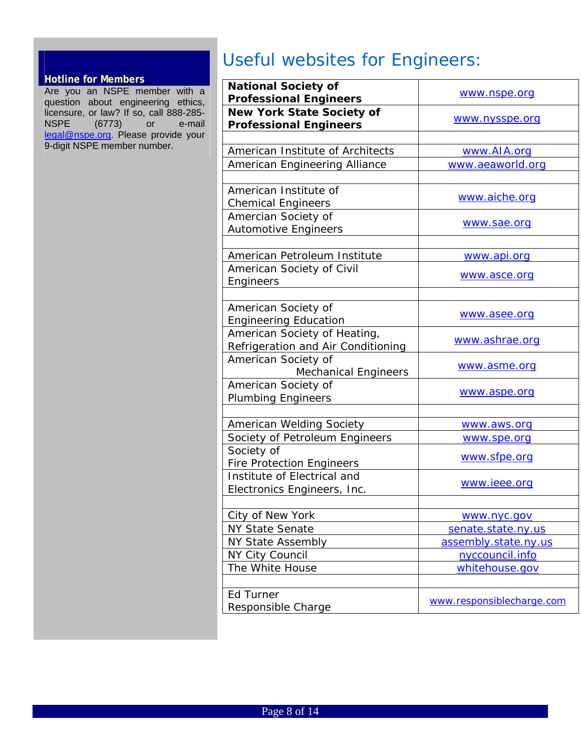### Hotline for Members

Are you an NSPE member with a question about engineering ethics, licensure, or law? If so, call 888-285-NSPE (6773) or e-mail legal@nspe.org. Please provide your 9-digit NSPE member number.

# Useful websites for Engineers:

| | |
|---|---|
| **National Society of Professional Engineers** | www.nspe.org |
| **New York State Society of Professional Engineers** | www.nysspe.org |
| | |
| American Institute of Architects | www.AIA.org |
| American Engineering Alliance | www.aeaworld.org |
| | |
| American Institute of Chemical Engineers | www.aiche.org |
| Amercian Society of Automotive Engineers | www.sae.org |
| | |
| American Petroleum Institute | www.api.org |
| American Society of Civil Engineers | www.asce.org |
| | |
| American Society of Engineering Education | www.asee.org |
| American Society of Heating, Refrigeration and Air Conditioning | www.ashrae.org |
| American Society of Mechanical Engineers | www.asme.org |
| American Society of Plumbing Engineers | www.aspe.org |
| | |
| American Welding Society | www.aws.org |
| Society of Petroleum Engineers | www.spe.org |
| Society of Fire Protection Engineers | www.sfpe.org |
| Institute of Electrical and Electronics Engineers, Inc. | www.ieee.org |
| | |
| City of New York | www.nyc.gov |
| NY State Senate | senate.state.ny.us |
| NY State Assembly | assembly.state.ny.us |
| NY City Council | nyccouncil.info |
| The White House | whitehouse.gov |
| | |
| Ed Turner Responsible Charge | www.responsiblecharge.com |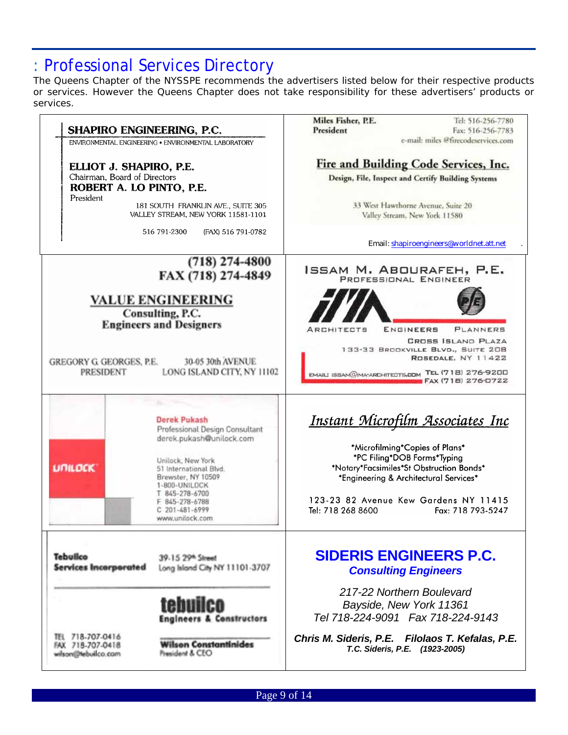## : Professional Services Directory

The Queens Chapter of the NYSSPE recommends the advertisers listed below for their respective products or services. However the Queens Chapter does not take responsibility for these advertisers' products or services.

**SHAPIRO ENGINEERING, P.C.**
ENVIRONMENTAL ENGINEERING • ENVIRONMENTAL LABORATORY

**ELLIOT J. SHAPIRO, P.E.**
Chairman, Board of Directors
**ROBERT A. LO PINTO, P.E.**
President

181 SOUTH FRANKLIN AVE., SUITE 305
VALLEY STREAM, NEW YORK 11581-1101

516 791-2300 (FAX) 516 791-0782

Email: shapiroengineers@worldnet.att.net

---

**Miles Fisher, P.E.**
**President**

Tel: 516-256-7780
Fax: 516-256-7783
e-mail: miles@firecodeservices.com

**Fire and Building Code Services, Inc.**
**Design, File, Inspect and Certify Building Systems**

33 West Hawthorne Avenue, Suite 20
Valley Stream, New York 11580

---

**(718) 274-4800**
**FAX (718) 274-4849**

**VALUE ENGINEERING**
**Consulting, P.C.**
**Engineers and Designers**

GREGORY G. GEORGES, P.E.
PRESIDENT

30-05 30th AVENUE
LONG ISLAND CITY, NY 11102

---

**ISSAM M. ABOURAFEH, P.E.**
PROFESSIONAL ENGINEER

ARCHITECTS ENGINEERS PLANNERS

CROSS ISLAND PLAZA
133-33 BROOKVILLE BLVD., SUITE 208
ROSEDALE, NY 11422

EMAIL: ISSAM@IMA-ARCHITECTS.COM
TEL (718) 276-9200
FAX (718) 276-0722

---

UNILOCK

**Derek Pukash**
Professional Design Consultant
derek.pukash@unilock.com

Unilock, New York
51 International Blvd.
Brewster, NY 10509
1-800-UNILOCK
T 845-278-6700
F 845-278-6788
C 201-481-6999
www.unilock.com

---

***Instant Microfilm Associates Inc***

*Microfilming*Copies of Plans*
*PC Filing*DOB Forms*Typing
*Notary*Facsimiles*St Obstruction Bonds*
*Engineering & Architectural Services*

123-23 82 Avenue Kew Gardens NY 11415
Tel: 718 268 8600 Fax: 718 793-5247

---

**Tebuilco Services Incorporated**

39-15 29th Street
Long Island City NY 11101-3707

**tebuilco**
**Engineers & Constructors**

TEL 718-707-0416
FAX 718-707-0418
wilson@tebuilco.com

**Wilson Constantinides**
President & CEO

---

**SIDERIS ENGINEERS P.C.**
***Consulting Engineers***

*217-22 Northern Boulevard*
*Bayside, New York 11361*
*Tel 718-224-9091 Fax 718-224-9143*

***Chris M. Sideris, P.E. Filolaos T. Kefalas, P.E.***
***T.C. Sideris, P.E. (1923-2005)***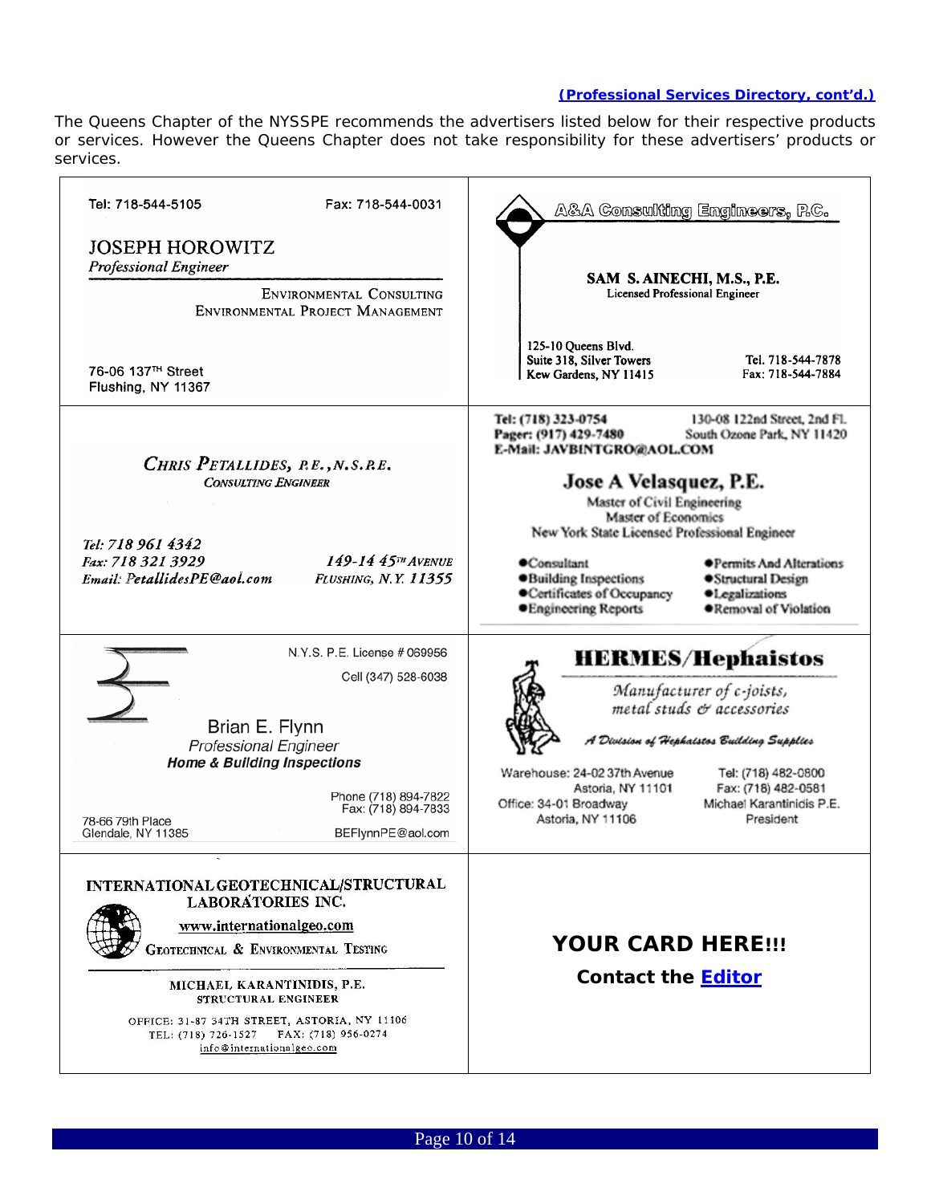**(Professional Services Directory, cont'd.)**

The Queens Chapter of the NYSSPE recommends the advertisers listed below for their respective products or services. However the Queens Chapter does not take responsibility for these advertisers' products or services.

---

Tel: 718-544-5105 Fax: 718-544-0031

JOSEPH HOROWITZ
*Professional Engineer*

ENVIRONMENTAL CONSULTING
ENVIRONMENTAL PROJECT MANAGEMENT

76-06 137TH Street
Flushing, NY 11367

---

**A&A Consulting Engineers, P.C.**

**SAM S. AINECHI, M.S., P.E.**
Licensed Professional Engineer

125-10 Queens Blvd.
Suite 318, Silver Towers
Kew Gardens, NY 11415

Tel. 718-544-7878
Fax: 718-544-7884

---

*CHRIS PETALLIDES, P.E., N.S.P.E.*
*CONSULTING ENGINEER*

*Tel: 718 961 4342*
*Fax: 718 321 3929*
*Email: PetallidesPE@aol.com*

*149-14 45TH AVENUE*
*FLUSHING, N.Y. 11355*

---

**Tel: (718) 323-0754**
**Pager: (917) 429-7480**
**E-Mail: JAVBINTGRO@AOL.COM**

130-08 122nd Street, 2nd Fl.
South Ozone Park, NY 11420

**Jose A Velasquez, P.E.**
Master of Civil Engineering
Master of Economics
New York State Licensed Professional Engineer

- Consultant
- Building Inspections
- Certificates of Occupancy
- Engineering Reports
- Permits And Alterations
- Structural Design
- Legalizations
- Removal of Violation

---

N.Y.S. P.E. License # 069956

Cell (347) 528-6038

Brian E. Flynn
*Professional Engineer*
***Home & Building Inspections***

Phone (718) 894-7822
Fax: (718) 894-7833

78-66 79th Place
Glendale, NY 11385

BEFlynnPE@aol.com

---

**HERMES/Hephaistos**

*Manufacturer of c-joists, metal studs & accessories*

*A Division of Hephaistos Building Supplies*

Warehouse: 24-02 37th Avenue
Astoria, NY 11101
Office: 34-01 Broadway
Astoria, NY 11106

Tel: (718) 482-0800
Fax: (718) 482-0581
Michael Karantinidis P.E.
President

---

**INTERNATIONAL GEOTECHNICAL/STRUCTURAL LABORATORIES INC.**

www.internationalgeo.com

GEOTECHNICAL & ENVIRONMENTAL TESTING

MICHAEL KARANTINIDIS, P.E.
STRUCTURAL ENGINEER

OFFICE: 31-87 34TH STREET, ASTORIA, NY 11106
TEL: (718) 726-1527 FAX: (718) 956-0274
info@internationalgeo.com

---

**YOUR CARD HERE!!!**

**Contact the Editor**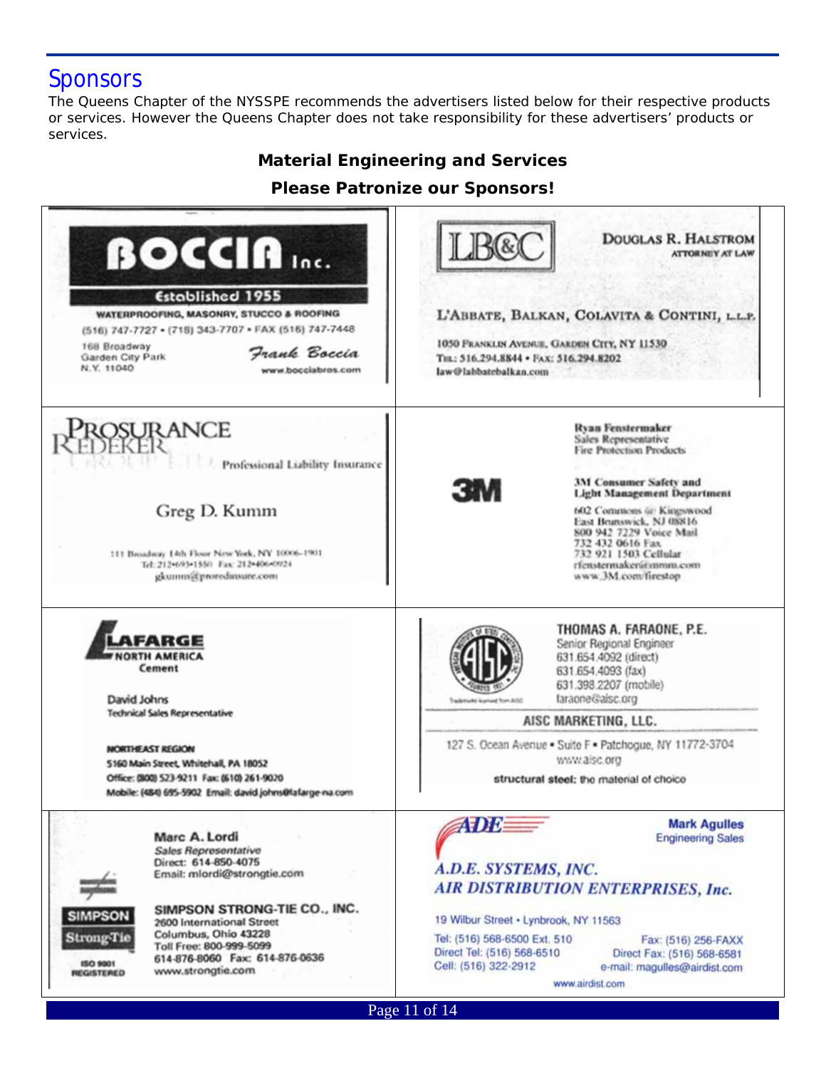## Sponsors

The Queens Chapter of the NYSSPE recommends the advertisers listed below for their respective products or services. However the Queens Chapter does not take responsibility for these advertisers' products or services.

**Material Engineering and Services**

**Please Patronize our Sponsors!**

---

**BOCCIA Inc.**
Established 1955
WATERPROOFING, MASONRY, STUCCO & ROOFING
(516) 747-7727 • (718) 343-7707 • FAX (516) 747-7448
168 Broadway
Garden City Park
N.Y. 11040
Frank Boccia
www.bocciabros.com

---

**LB&C**
DOUGLAS R. HALSTROM
ATTORNEY AT LAW
L'ABBATE, BALKAN, COLAVITA & CONTINI, L.L.P.
1050 FRANKLIN AVENUE, GARDEN CITY, NY 11530
TEL: 516.294.8844 • FAX: 516.294.8202
law@labbatebalkan.com

---

**PROSURANCE REDEKER GROUP LTD.**
Professional Liability Insurance
Greg D. Kumm
111 Broadway 14th Floor New York, NY 10006-1901
Tel: 212•693•1550 Fax: 212•406•0924
gkumm@proredinsure.com

---

**3M**
Ryan Fenstermaker
Sales Representative
Fire Protection Products
3M Consumer Safety and Light Management Department
602 Commons @ Kingswood
East Brunswick, NJ 08816
800 942 7229 Voice Mail
732 432 0616 Fax
732 921 1503 Cellular
rfenstermaker@mmm.com
www.3M.com/firestop

---

**LAFARGE NORTH AMERICA**
Cement
David Johns
Technical Sales Representative
NORTHEAST REGION
5160 Main Street, Whitehall, PA 18052
Office: (800) 523-9211 Fax: (610) 261-9020
Mobile: (484) 695-5902 Email: david.johns@lafarge-na.com

---

**AISC**
THOMAS A. FARAONE, P.E.
Senior Regional Engineer
631.654.4092 (direct)
631.654.4093 (fax)
631.398.2207 (mobile)
faraone@aisc.org
AISC MARKETING, LLC.
127 S. Ocean Avenue • Suite F • Patchogue, NY 11772-3704
www.aisc.org
structural steel: the material of choice

---

**SIMPSON Strong-Tie**
ISO 9001 REGISTERED
Marc A. Lordi
Sales Representative
Direct: 614-850-4075
Email: mlordi@strongtie.com
SIMPSON STRONG-TIE CO., INC.
2600 International Street
Columbus, Ohio 43228
Toll Free: 800-999-5099
614-876-8060 Fax: 614-876-0636
www.strongtie.com

---

**ADE**
Mark Agulles
Engineering Sales
*A.D.E. SYSTEMS, INC.*
*AIR DISTRIBUTION ENTERPRISES, Inc.*
19 Wilbur Street • Lynbrook, NY 11563
Tel: (516) 568-6500 Ext. 510
Direct Tel: (516) 568-6510
Cell: (516) 322-2912
Fax: (516) 256-FAXX
Direct Fax: (516) 568-6581
e-mail: magulles@airdist.com
www.airdist.com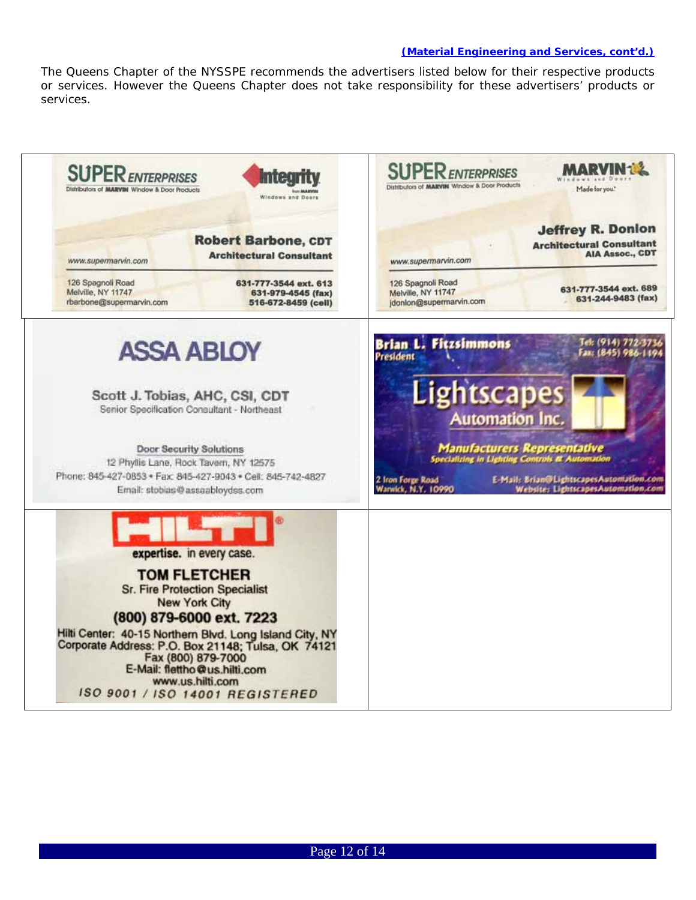**(Material Engineering and Services, cont'd.)**

The Queens Chapter of the NYSSPE recommends the advertisers listed below for their respective products or services. However the Queens Chapter does not take responsibility for these advertisers' products or services.

| | |
|---|---|
| SUPER ENTERPRISES<br>Distributors of MARVIN Window & Door Products<br>Integrity from MARVIN Windows and Doors<br>**Robert Barbone, CDT**<br>**Architectural Consultant**<br>www.supermarvin.com<br>126 Spagnoli Road<br>Melville, NY 11747<br>rbarbone@supermarvin.com<br>631-777-3544 ext. 613<br>631-979-4545 (fax)<br>516-672-8459 (cell) | SUPER ENTERPRISES<br>Distributors of MARVIN Window & Door Products<br>MARVIN Windows and Doors<br>Made for you.<br>**Jeffrey R. Donlon**<br>**Architectural Consultant**<br>**AIA Assoc., CDT**<br>www.supermarvin.com<br>126 Spagnoli Road<br>Melville, NY 11747<br>jdonlon@supermarvin.com<br>631-777-3544 ext. 689<br>631-244-9483 (fax) |
| ASSA ABLOY<br>Scott J. Tobias, AHC, CSI, CDT<br>Senior Specification Consultant - Northeast<br>Door Security Solutions<br>12 Phyllis Lane, Rock Tavern, NY 12575<br>Phone: 845-427-0853 • Fax: 845-427-9043 • Cell: 845-742-4827<br>Email: stobias@assaabloydss.com | **Brian L. Fitzsimmons**<br>President<br>Tel: (914) 772-3736<br>Fax: (845) 986-1194<br>Lightscapes Automation Inc.<br>Manufacturers Representative<br>Specializing in Lighting Controls & Automation<br>2 Iron Forge Road<br>Warwick, N.Y. 10990<br>E-Mail: Brian@LightscapesAutomation.com<br>Website: LightscapesAutomation.com |
| HILTI<br>expertise. in every case.<br>**TOM FLETCHER**<br>Sr. Fire Protection Specialist<br>New York City<br>**(800) 879-6000 ext. 7223**<br>Hilti Center: 40-15 Northern Blvd. Long Island City, NY<br>Corporate Address: P.O. Box 21148; Tulsa, OK 74121<br>Fax (800) 879-7000<br>E-Mail: flettho@us.hilti.com<br>www.us.hilti.com<br>ISO 9001 / ISO 14001 REGISTERED | |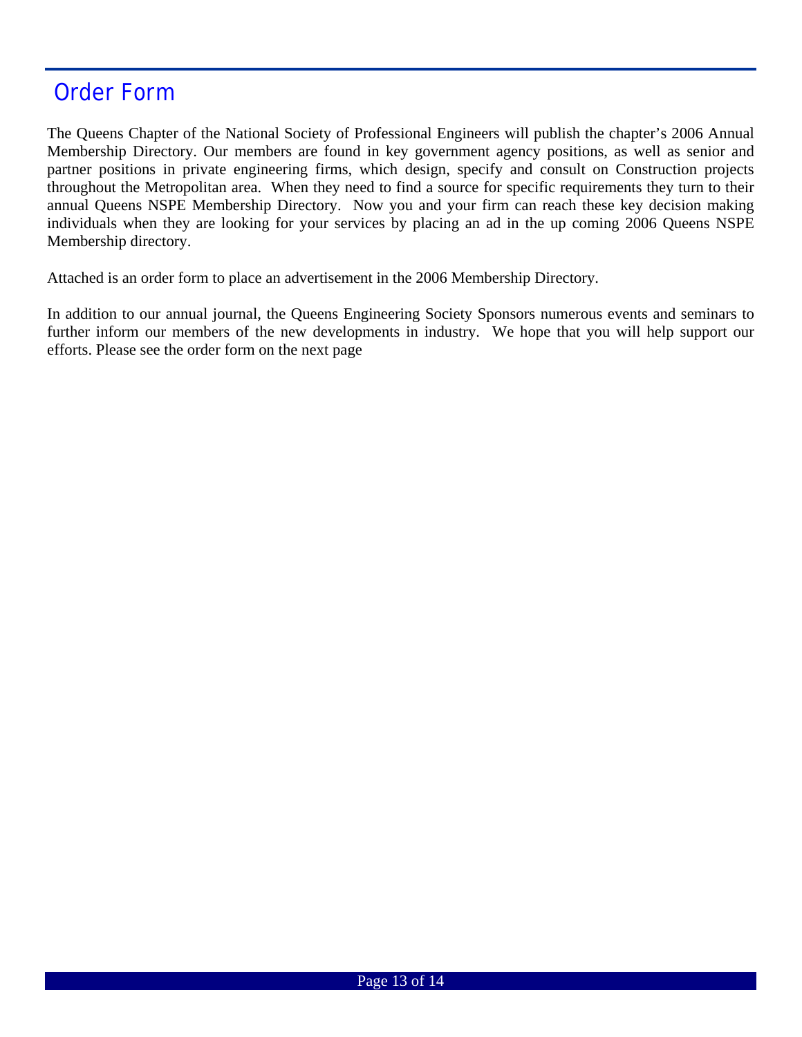## Order Form

The Queens Chapter of the National Society of Professional Engineers will publish the chapter's 2006 Annual Membership Directory. Our members are found in key government agency positions, as well as senior and partner positions in private engineering firms, which design, specify and consult on Construction projects throughout the Metropolitan area. When they need to find a source for specific requirements they turn to their annual Queens NSPE Membership Directory. Now you and your firm can reach these key decision making individuals when they are looking for your services by placing an ad in the up coming 2006 Queens NSPE Membership directory.

Attached is an order form to place an advertisement in the 2006 Membership Directory.

In addition to our annual journal, the Queens Engineering Society Sponsors numerous events and seminars to further inform our members of the new developments in industry. We hope that you will help support our efforts. Please see the order form on the next page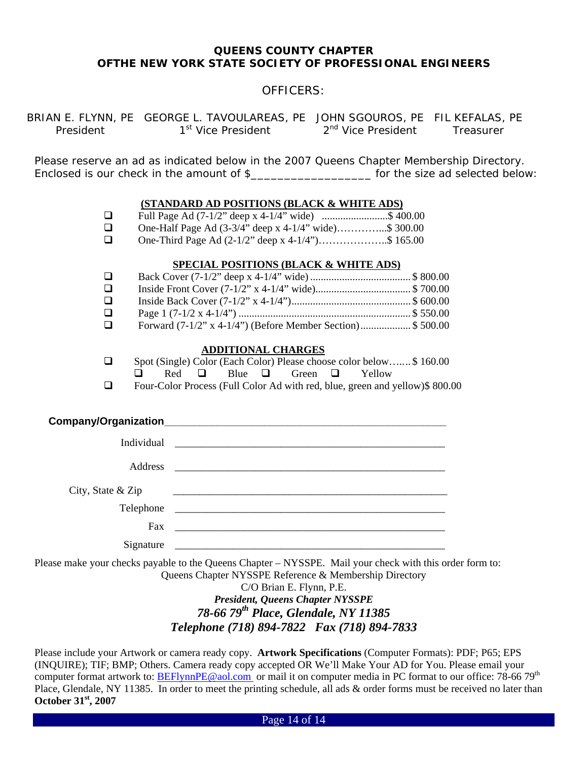**QUEENS COUNTY CHAPTER**
**OFTHE NEW YORK STATE SOCIETY OF PROFESSIONAL ENGINEERS**

OFFICERS:

| | | | |
|---|---|---|---|
| BRIAN E. FLYNN, PE | GEORGE L. TAVOULAREAS, PE | JOHN SGOUROS, PE | FIL KEFALAS, PE |
| President | 1st Vice President | 2nd Vice President | Treasurer |

Please reserve an ad as indicated below in the 2007 Queens Chapter Membership Directory. Enclosed is our check in the amount of $__________________ for the size ad selected below:

**(STANDARD AD POSITIONS (BLACK & WHITE ADS)**

- ☐ Full Page Ad (7-1/2" deep x 4-1/4" wide) .........................$ 400.00
- ☐ One-Half Page Ad (3-3/4" deep x 4-1/4" wide)…………..$ 300.00
- ☐ One-Third Page Ad (2-1/2" deep x 4-1/4")………………..$ 165.00

**SPECIAL POSITIONS (BLACK & WHITE ADS)**

- ☐ Back Cover (7-1/2" deep x 4-1/4" wide) ...................................... $ 800.00
- ☐ Inside Front Cover (7-1/2" x 4-1/4" wide).................................... $ 700.00
- ☐ Inside Back Cover (7-1/2" x 4-1/4")............................................. $ 600.00
- ☐ Page 1 (7-1/2 x 4-1/4") ................................................................. $ 550.00
- ☐ Forward (7-1/2" x 4-1/4") (Before Member Section)................... $ 500.00

**ADDITIONAL CHARGES**

- ☐ Spot (Single) Color (Each Color) Please choose color below……. $ 160.00
  ☐ Red ☐ Blue ☐ Green ☐ Yellow
- ☐ Four-Color Process (Full Color Ad with red, blue, green and yellow)$ 800.00

**Company/Organization**_____________________________________________________

Individual _____________________________________________________

Address _____________________________________________________

City, State & Zip _____________________________________________________

Telephone _____________________________________________________

Fax _____________________________________________________

Signature _____________________________________________________

Please make your checks payable to the Queens Chapter – NYSSPE. Mail your check with this order form to:

Queens Chapter NYSSPE Reference & Membership Directory
C/O Brian E. Flynn, P.E.
***President, Queens Chapter NYSSPE***
***78-66 79th Place, Glendale, NY 11385***
***Telephone (718) 894-7822 Fax (718) 894-7833***

Please include your Artwork or camera ready copy. **Artwork Specifications** (Computer Formats): PDF; P65; EPS (INQUIRE); TIF; BMP; Others. Camera ready copy accepted OR We'll Make Your AD for You. Please email your computer format artwork to: BEFlynnPE@aol.com or mail it on computer media in PC format to our office: 78-66 79th Place, Glendale, NY 11385. In order to meet the printing schedule, all ads & order forms must be received no later than **October 31st, 2007**